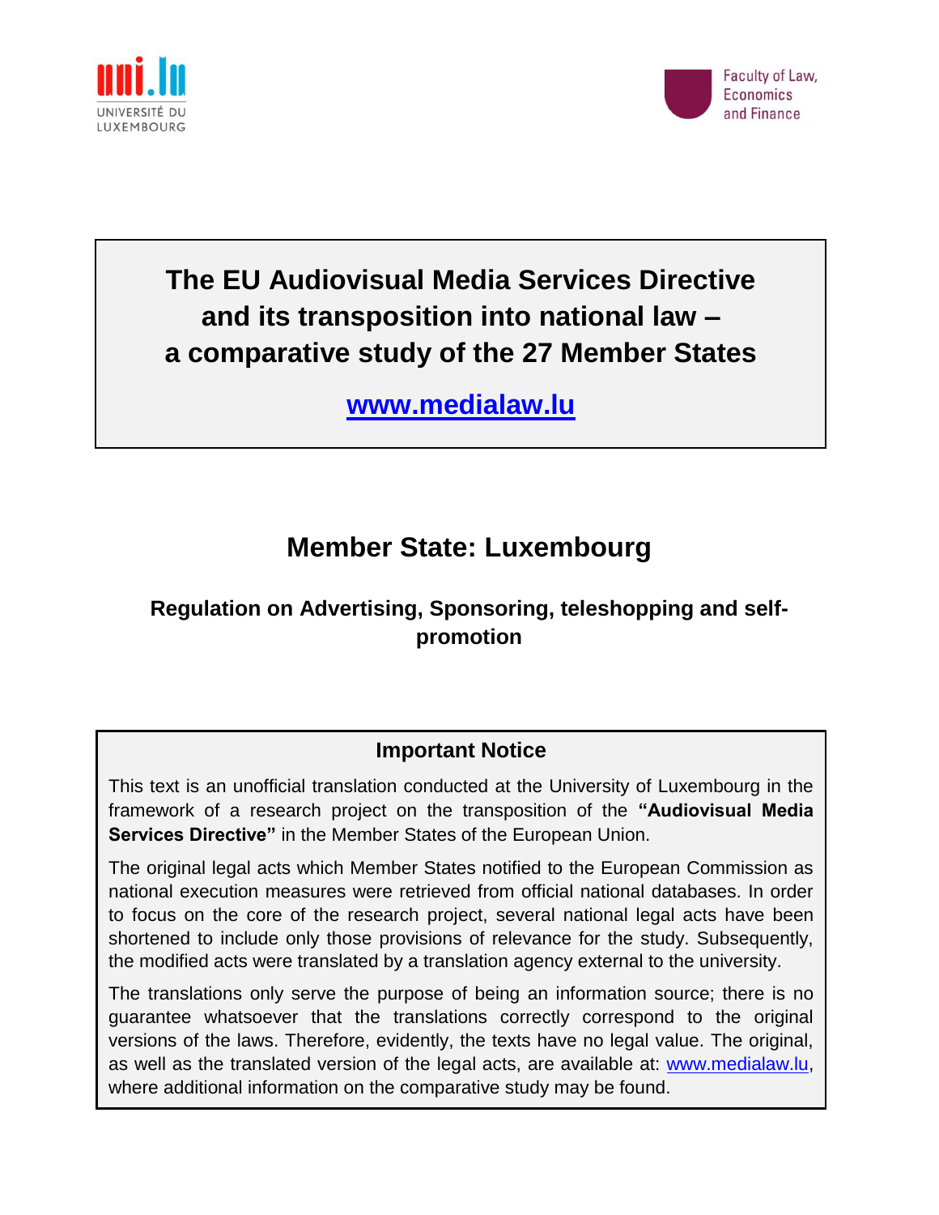uni.lu
UNIVERSITÉ DU LUXEMBOURG

Faculty of Law, Economics and Finance

# The EU Audiovisual Media Services Directive and its transposition into national law – a comparative study of the 27 Member States

**www.medialaw.lu**

## Member State: Luxembourg

### Regulation on Advertising, Sponsoring, teleshopping and self-promotion

**Important Notice**

This text is an unofficial translation conducted at the University of Luxembourg in the framework of a research project on the transposition of the **"Audiovisual Media Services Directive"** in the Member States of the European Union.

The original legal acts which Member States notified to the European Commission as national execution measures were retrieved from official national databases. In order to focus on the core of the research project, several national legal acts have been shortened to include only those provisions of relevance for the study. Subsequently, the modified acts were translated by a translation agency external to the university.

The translations only serve the purpose of being an information source; there is no guarantee whatsoever that the translations correctly correspond to the original versions of the laws. Therefore, evidently, the texts have no legal value. The original, as well as the translated version of the legal acts, are available at: www.medialaw.lu, where additional information on the comparative study may be found.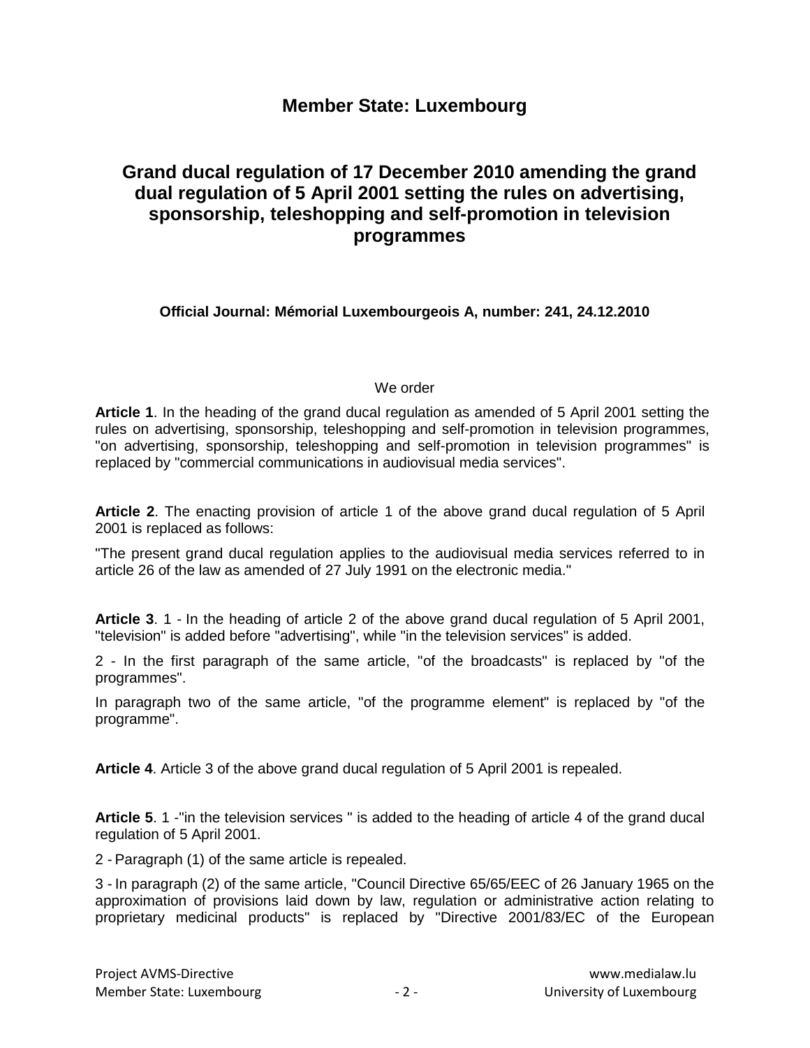## Member State: Luxembourg

## Grand ducal regulation of 17 December 2010 amending the grand dual regulation of 5 April 2001 setting the rules on advertising, sponsorship, teleshopping and self-promotion in television programmes

**Official Journal: Mémorial Luxembourgeois A, number: 241, 24.12.2010**

We order

**Article 1**. In the heading of the grand ducal regulation as amended of 5 April 2001 setting the rules on advertising, sponsorship, teleshopping and self-promotion in television programmes, "on advertising, sponsorship, teleshopping and self-promotion in television programmes" is replaced by "commercial communications in audiovisual media services".

**Article 2**. The enacting provision of article 1 of the above grand ducal regulation of 5 April 2001 is replaced as follows:

"The present grand ducal regulation applies to the audiovisual media services referred to in article 26 of the law as amended of 27 July 1991 on the electronic media."

**Article 3**. 1 - In the heading of article 2 of the above grand ducal regulation of 5 April 2001, "television" is added before "advertising", while "in the television services" is added.

2 - In the first paragraph of the same article, "of the broadcasts" is replaced by "of the programmes".

In paragraph two of the same article, "of the programme element" is replaced by "of the programme".

**Article 4**. Article 3 of the above grand ducal regulation of 5 April 2001 is repealed.

**Article 5**. 1 -"in the television services " is added to the heading of article 4 of the grand ducal regulation of 5 April 2001.

2 - Paragraph (1) of the same article is repealed.

3 - In paragraph (2) of the same article, "Council Directive 65/65/EEC of 26 January 1965 on the approximation of provisions laid down by law, regulation or administrative action relating to proprietary medicinal products" is replaced by "Directive 2001/83/EC of the European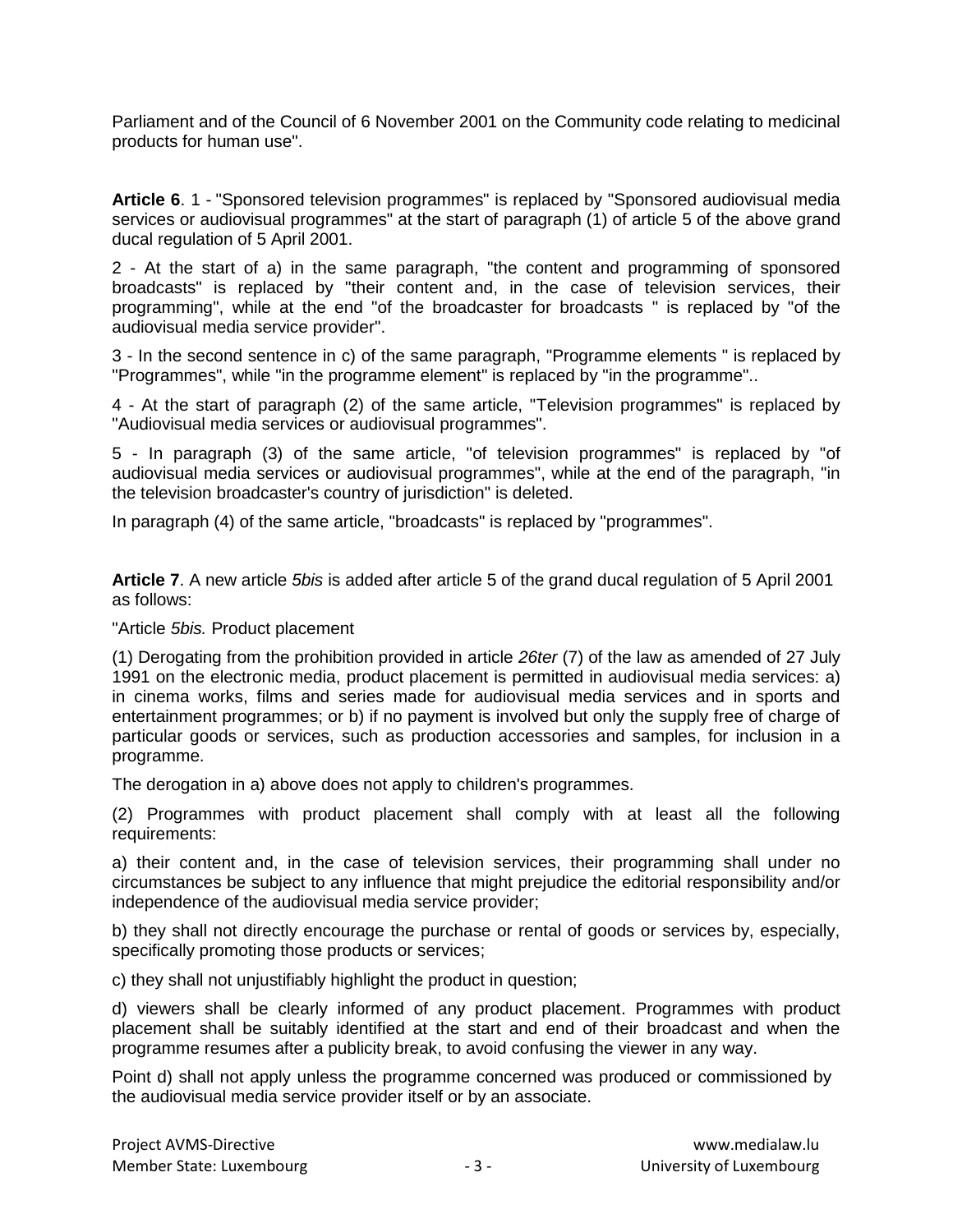Parliament and of the Council of 6 November 2001 on the Community code relating to medicinal products for human use".

**Article 6**. 1 - "Sponsored television programmes" is replaced by "Sponsored audiovisual media services or audiovisual programmes" at the start of paragraph (1) of article 5 of the above grand ducal regulation of 5 April 2001.

2 - At the start of a) in the same paragraph, "the content and programming of sponsored broadcasts" is replaced by "their content and, in the case of television services, their programming", while at the end "of the broadcaster for broadcasts " is replaced by "of the audiovisual media service provider".

3 - In the second sentence in c) of the same paragraph, "Programme elements " is replaced by "Programmes", while "in the programme element" is replaced by "in the programme"..

4 - At the start of paragraph (2) of the same article, "Television programmes" is replaced by "Audiovisual media services or audiovisual programmes".

5 - In paragraph (3) of the same article, "of television programmes" is replaced by "of audiovisual media services or audiovisual programmes", while at the end of the paragraph, "in the television broadcaster's country of jurisdiction" is deleted.

In paragraph (4) of the same article, "broadcasts" is replaced by "programmes".

**Article 7**. A new article *5bis* is added after article 5 of the grand ducal regulation of 5 April 2001 as follows:

"Article *5bis.* Product placement

(1) Derogating from the prohibition provided in article *26ter* (7) of the law as amended of 27 July 1991 on the electronic media, product placement is permitted in audiovisual media services: a) in cinema works, films and series made for audiovisual media services and in sports and entertainment programmes; or b) if no payment is involved but only the supply free of charge of particular goods or services, such as production accessories and samples, for inclusion in a programme.

The derogation in a) above does not apply to children's programmes.

(2) Programmes with product placement shall comply with at least all the following requirements:

a) their content and, in the case of television services, their programming shall under no circumstances be subject to any influence that might prejudice the editorial responsibility and/or independence of the audiovisual media service provider;

b) they shall not directly encourage the purchase or rental of goods or services by, especially, specifically promoting those products or services;

c) they shall not unjustifiably highlight the product in question;

d) viewers shall be clearly informed of any product placement. Programmes with product placement shall be suitably identified at the start and end of their broadcast and when the programme resumes after a publicity break, to avoid confusing the viewer in any way.

Point d) shall not apply unless the programme concerned was produced or commissioned by the audiovisual media service provider itself or by an associate.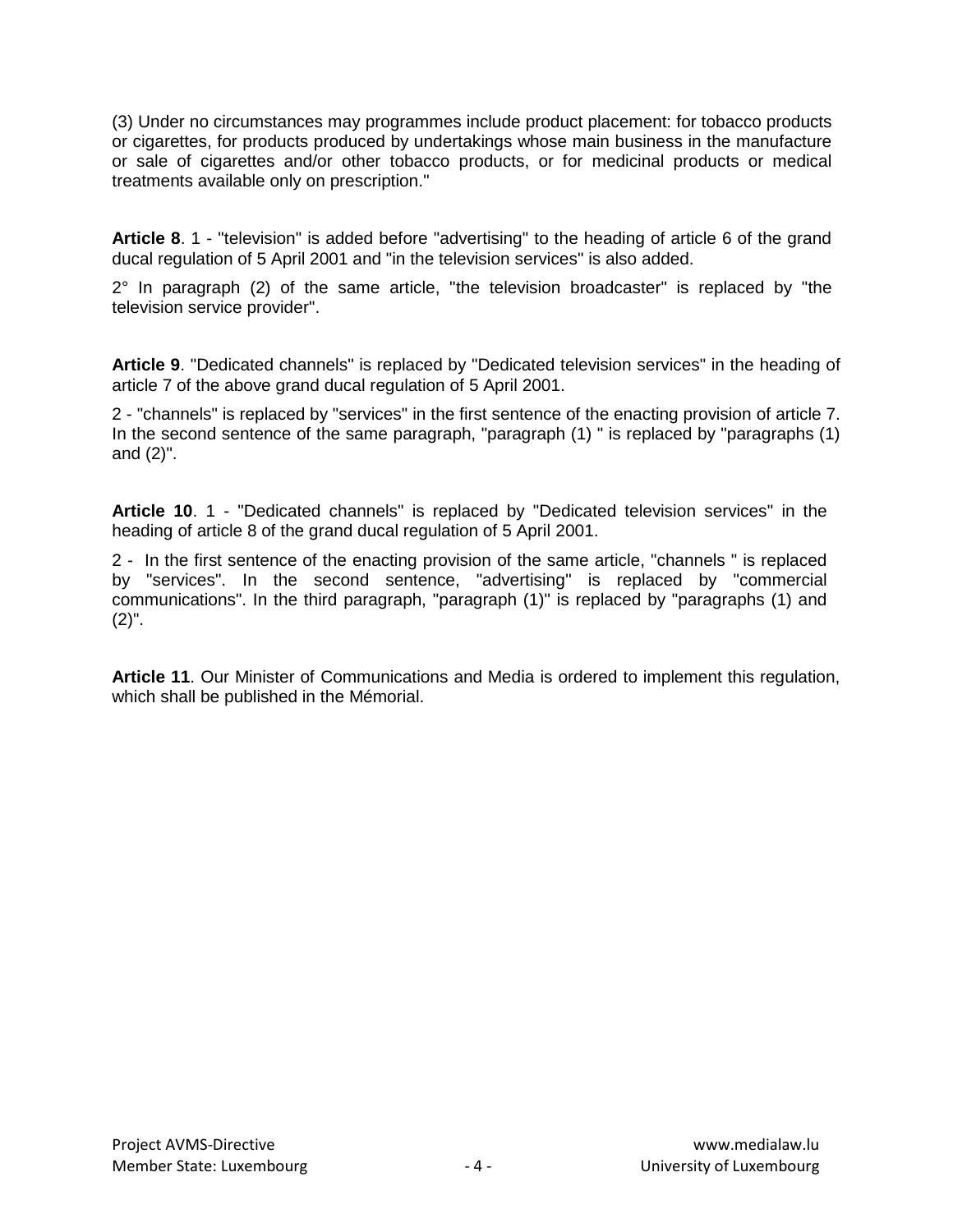(3) Under no circumstances may programmes include product placement: for tobacco products or cigarettes, for products produced by undertakings whose main business in the manufacture or sale of cigarettes and/or other tobacco products, or for medicinal products or medical treatments available only on prescription."

**Article 8**. 1 - "television" is added before "advertising" to the heading of article 6 of the grand ducal regulation of 5 April 2001 and "in the television services" is also added.

2° In paragraph (2) of the same article, "the television broadcaster" is replaced by "the television service provider".

**Article 9**. "Dedicated channels" is replaced by "Dedicated television services" in the heading of article 7 of the above grand ducal regulation of 5 April 2001.

2 - "channels" is replaced by "services" in the first sentence of the enacting provision of article 7. In the second sentence of the same paragraph, "paragraph (1) " is replaced by "paragraphs (1) and (2)".

**Article 10**. 1 - "Dedicated channels" is replaced by "Dedicated television services" in the heading of article 8 of the grand ducal regulation of 5 April 2001.

2 - In the first sentence of the enacting provision of the same article, "channels " is replaced by "services". In the second sentence, "advertising" is replaced by "commercial communications". In the third paragraph, "paragraph (1)" is replaced by "paragraphs (1) and (2)".

**Article 11**. Our Minister of Communications and Media is ordered to implement this regulation, which shall be published in the Mémorial.